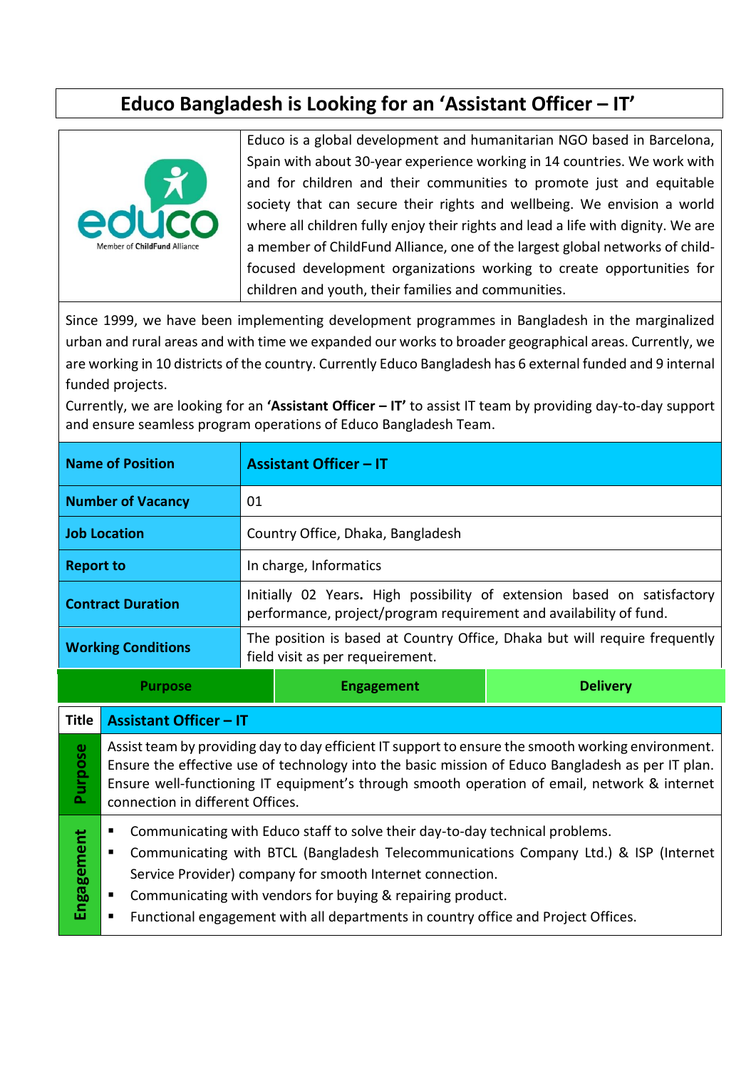# Educo Bangladesh is Looking for an 'Assistant Officer – IT'

Educo is a global development and humanitarian NGO based in Barcelona, Spain with about 30-year experience working in 14 countries. We work with and for children and their communities to promote just and equitable society that can secure their rights and wellbeing. We envision a world where all children fully enjoy their rights and lead a life with dignity. We are a member of ChildFund Alliance, one of the largest global networks of child-focused development organizations working to create opportunities for children and youth, their families and communities.

Since 1999, we have been implementing development programmes in Bangladesh in the marginalized urban and rural areas and with time we expanded our works to broader geographical areas. Currently, we are working in 10 districts of the country. Currently Educo Bangladesh has 6 external funded and 9 internal funded projects.

Currently, we are looking for an **'Assistant Officer – IT'** to assist IT team by providing day-to-day support and ensure seamless program operations of Educo Bangladesh Team.

| **Name of Position** | **Assistant Officer – IT** |
|---|---|
| **Number of Vacancy** | 01 |
| **Job Location** | Country Office, Dhaka, Bangladesh |
| **Report to** | In charge, Informatics |
| **Contract Duration** | Initially 02 Years**.** High possibility of extension based on satisfactory performance, project/program requirement and availability of fund. |
| **Working Conditions** | The position is based at Country Office, Dhaka but will require frequently field visit as per requeirement. |

| **Purpose** | **Engagement** | **Delivery** |
|---|---|---|

| **Title** | **Assistant Officer – IT** |
|---|---|
| **Purpose** | Assist team by providing day to day efficient IT support to ensure the smooth working environment. Ensure the effective use of technology into the basic mission of Educo Bangladesh as per IT plan. Ensure well-functioning IT equipment's through smooth operation of email, network & internet connection in different Offices. |
| **Engagement** | ▪ Communicating with Educo staff to solve their day-to-day technical problems.<br>▪ Communicating with BTCL (Bangladesh Telecommunications Company Ltd.) & ISP (Internet Service Provider) company for smooth Internet connection.<br>▪ Communicating with vendors for buying & repairing product.<br>▪ Functional engagement with all departments in country office and Project Offices. |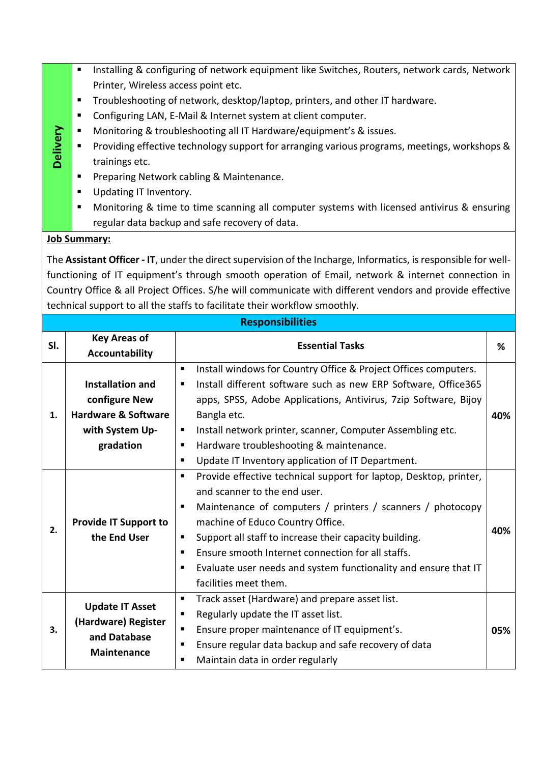| Delivery | |
|---|---|
| **Delivery** | ▪ Installing & configuring of network equipment like Switches, Routers, network cards, Network Printer, Wireless access point etc.<br>▪ Troubleshooting of network, desktop/laptop, printers, and other IT hardware.<br>▪ Configuring LAN, E-Mail & Internet system at client computer.<br>▪ Monitoring & troubleshooting all IT Hardware/equipment's & issues.<br>▪ Providing effective technology support for arranging various programs, meetings, workshops & trainings etc.<br>▪ Preparing Network cabling & Maintenance.<br>▪ Updating IT Inventory.<br>▪ Monitoring & time to time scanning all computer systems with licensed antivirus & ensuring regular data backup and safe recovery of data. |

**Job Summary:**

The **Assistant Officer - IT**, under the direct supervision of the Incharge, Informatics, is responsible for well-functioning of IT equipment's through smooth operation of Email, network & internet connection in Country Office & all Project Offices. S/he will communicate with different vendors and provide effective technical support to all the staffs to facilitate their workflow smoothly.

**Responsibilities**

| Sl. | Key Areas of Accountability | Essential Tasks | % |
|---|---|---|---|
| 1. | **Installation and configure New Hardware & Software with System Up-gradation** | ▪ Install windows for Country Office & Project Offices computers.<br>▪ Install different software such as new ERP Software, Office365 apps, SPSS, Adobe Applications, Antivirus, 7zip Software, Bijoy Bangla etc.<br>▪ Install network printer, scanner, Computer Assembling etc.<br>▪ Hardware troubleshooting & maintenance.<br>▪ Update IT Inventory application of IT Department. | **40%** |
| 2. | **Provide IT Support to the End User** | ▪ Provide effective technical support for laptop, Desktop, printer, and scanner to the end user.<br>▪ Maintenance of computers / printers / scanners / photocopy machine of Educo Country Office.<br>▪ Support all staff to increase their capacity building.<br>▪ Ensure smooth Internet connection for all staffs.<br>▪ Evaluate user needs and system functionality and ensure that IT facilities meet them. | **40%** |
| 3. | **Update IT Asset (Hardware) Register and Database Maintenance** | ▪ Track asset (Hardware) and prepare asset list.<br>▪ Regularly update the IT asset list.<br>▪ Ensure proper maintenance of IT equipment's.<br>▪ Ensure regular data backup and safe recovery of data<br>▪ Maintain data in order regularly | **05%** |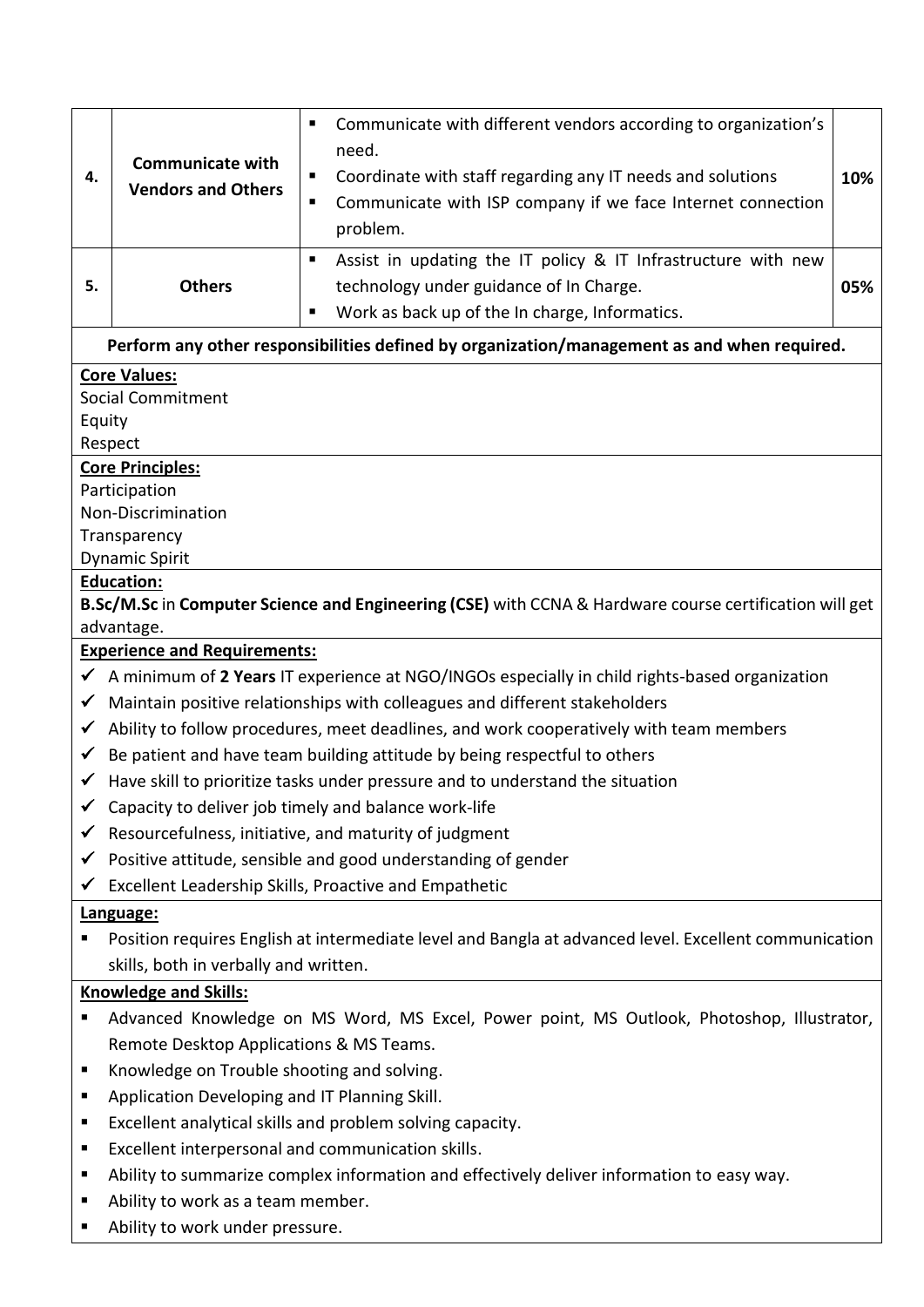| | | | |
|---|---|---|---|
| 4. | **Communicate with Vendors and Others** | ▪ Communicate with different vendors according to organization's need.<br>▪ Coordinate with staff regarding any IT needs and solutions<br>▪ Communicate with ISP company if we face Internet connection problem. | **10%** |
| 5. | **Others** | ▪ Assist in updating the IT policy & IT Infrastructure with new technology under guidance of In Charge.<br>▪ Work as back up of the In charge, Informatics. | **05%** |

**Perform any other responsibilities defined by organization/management as and when required.**

**Core Values:**

Social Commitment
Equity
Respect

**Core Principles:**

Participation
Non-Discrimination
Transparency
Dynamic Spirit

**Education:**

**B.Sc/M.Sc** in **Computer Science and Engineering (CSE)** with CCNA & Hardware course certification will get advantage.

**Experience and Requirements:**

- ✓ A minimum of **2 Years** IT experience at NGO/INGOs especially in child rights-based organization
- ✓ Maintain positive relationships with colleagues and different stakeholders
- ✓ Ability to follow procedures, meet deadlines, and work cooperatively with team members
- ✓ Be patient and have team building attitude by being respectful to others
- ✓ Have skill to prioritize tasks under pressure and to understand the situation
- ✓ Capacity to deliver job timely and balance work-life
- ✓ Resourcefulness, initiative, and maturity of judgment
- ✓ Positive attitude, sensible and good understanding of gender
- ✓ Excellent Leadership Skills, Proactive and Empathetic

**Language:**

- Position requires English at intermediate level and Bangla at advanced level. Excellent communication skills, both in verbally and written.

**Knowledge and Skills:**

- Advanced Knowledge on MS Word, MS Excel, Power point, MS Outlook, Photoshop, Illustrator, Remote Desktop Applications & MS Teams.
- Knowledge on Trouble shooting and solving.
- Application Developing and IT Planning Skill.
- Excellent analytical skills and problem solving capacity.
- Excellent interpersonal and communication skills.
- Ability to summarize complex information and effectively deliver information to easy way.
- Ability to work as a team member.
- Ability to work under pressure.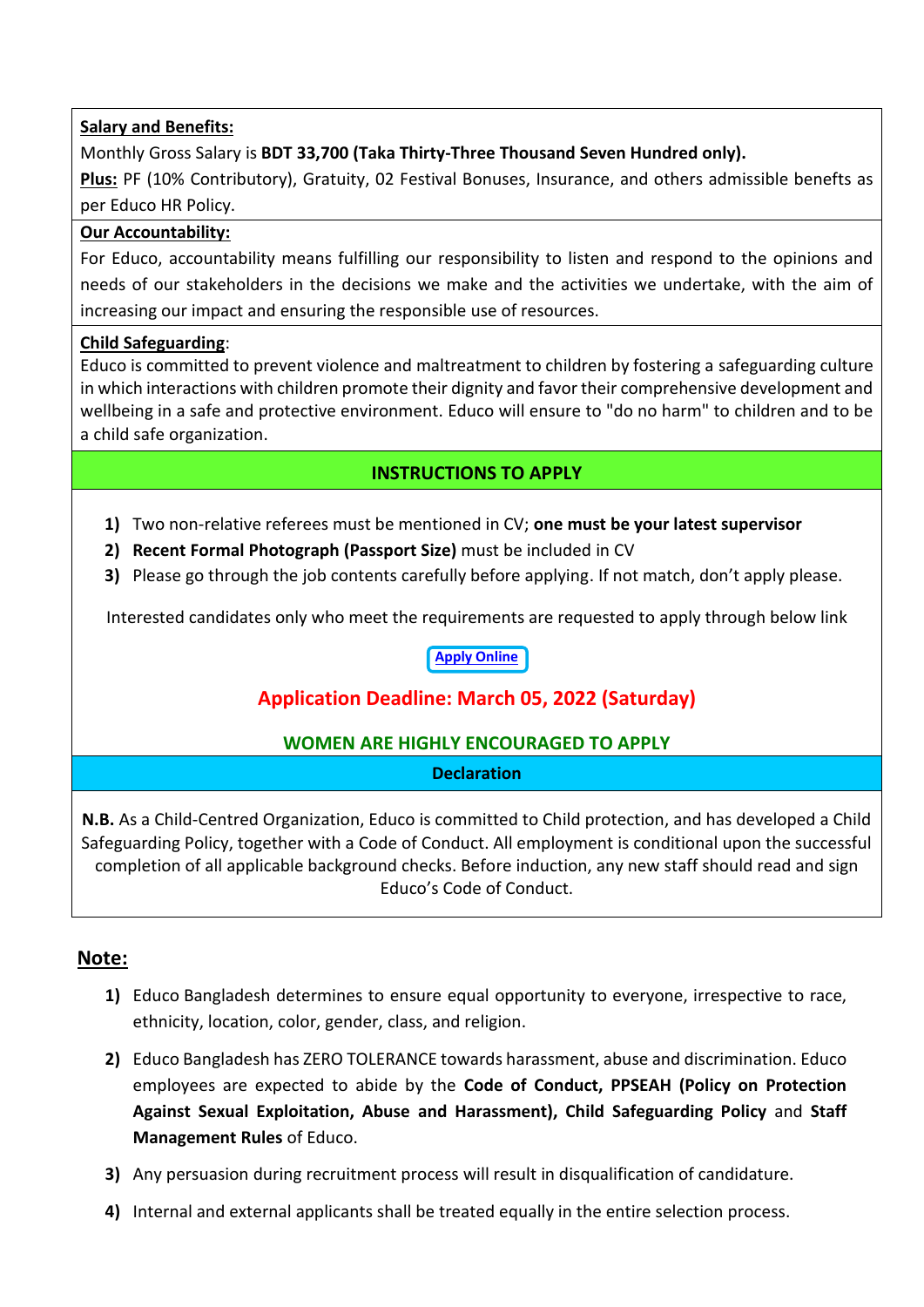**Salary and Benefits:**

Monthly Gross Salary is **BDT 33,700 (Taka Thirty-Three Thousand Seven Hundred only).**

**Plus:** PF (10% Contributory), Gratuity, 02 Festival Bonuses, Insurance, and others admissible benefits as per Educo HR Policy.

**Our Accountability:**

For Educo, accountability means fulfilling our responsibility to listen and respond to the opinions and needs of our stakeholders in the decisions we make and the activities we undertake, with the aim of increasing our impact and ensuring the responsible use of resources.

**Child Safeguarding**:

Educo is committed to prevent violence and maltreatment to children by fostering a safeguarding culture in which interactions with children promote their dignity and favor their comprehensive development and wellbeing in a safe and protective environment. Educo will ensure to "do no harm" to children and to be a child safe organization.

## INSTRUCTIONS TO APPLY

1) Two non-relative referees must be mentioned in CV; **one must be your latest supervisor**
2) **Recent Formal Photograph (Passport Size)** must be included in CV
3) Please go through the job contents carefully before applying. If not match, don't apply please.

Interested candidates only who meet the requirements are requested to apply through below link

**Apply Online**

**Application Deadline: March 05, 2022 (Saturday)**

**WOMEN ARE HIGHLY ENCOURAGED TO APPLY**

**Declaration**

**N.B.** As a Child-Centred Organization, Educo is committed to Child protection, and has developed a Child Safeguarding Policy, together with a Code of Conduct. All employment is conditional upon the successful completion of all applicable background checks. Before induction, any new staff should read and sign Educo's Code of Conduct.

## Note:

1) Educo Bangladesh determines to ensure equal opportunity to everyone, irrespective to race, ethnicity, location, color, gender, class, and religion.
2) Educo Bangladesh has ZERO TOLERANCE towards harassment, abuse and discrimination. Educo employees are expected to abide by the **Code of Conduct, PPSEAH (Policy on Protection Against Sexual Exploitation, Abuse and Harassment), Child Safeguarding Policy** and **Staff Management Rules** of Educo.
3) Any persuasion during recruitment process will result in disqualification of candidature.
4) Internal and external applicants shall be treated equally in the entire selection process.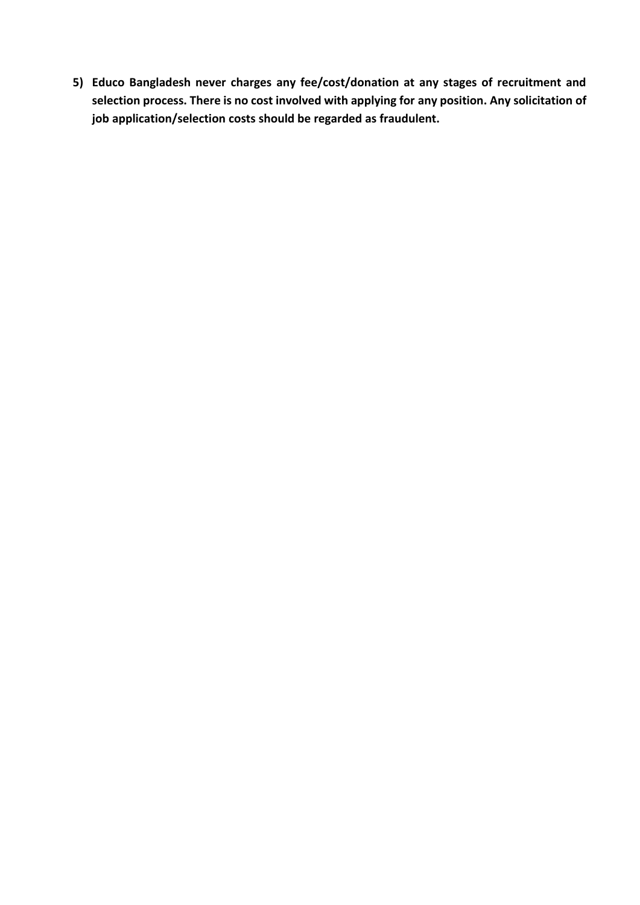5) **Educo Bangladesh never charges any fee/cost/donation at any stages of recruitment and selection process. There is no cost involved with applying for any position. Any solicitation of job application/selection costs should be regarded as fraudulent.**